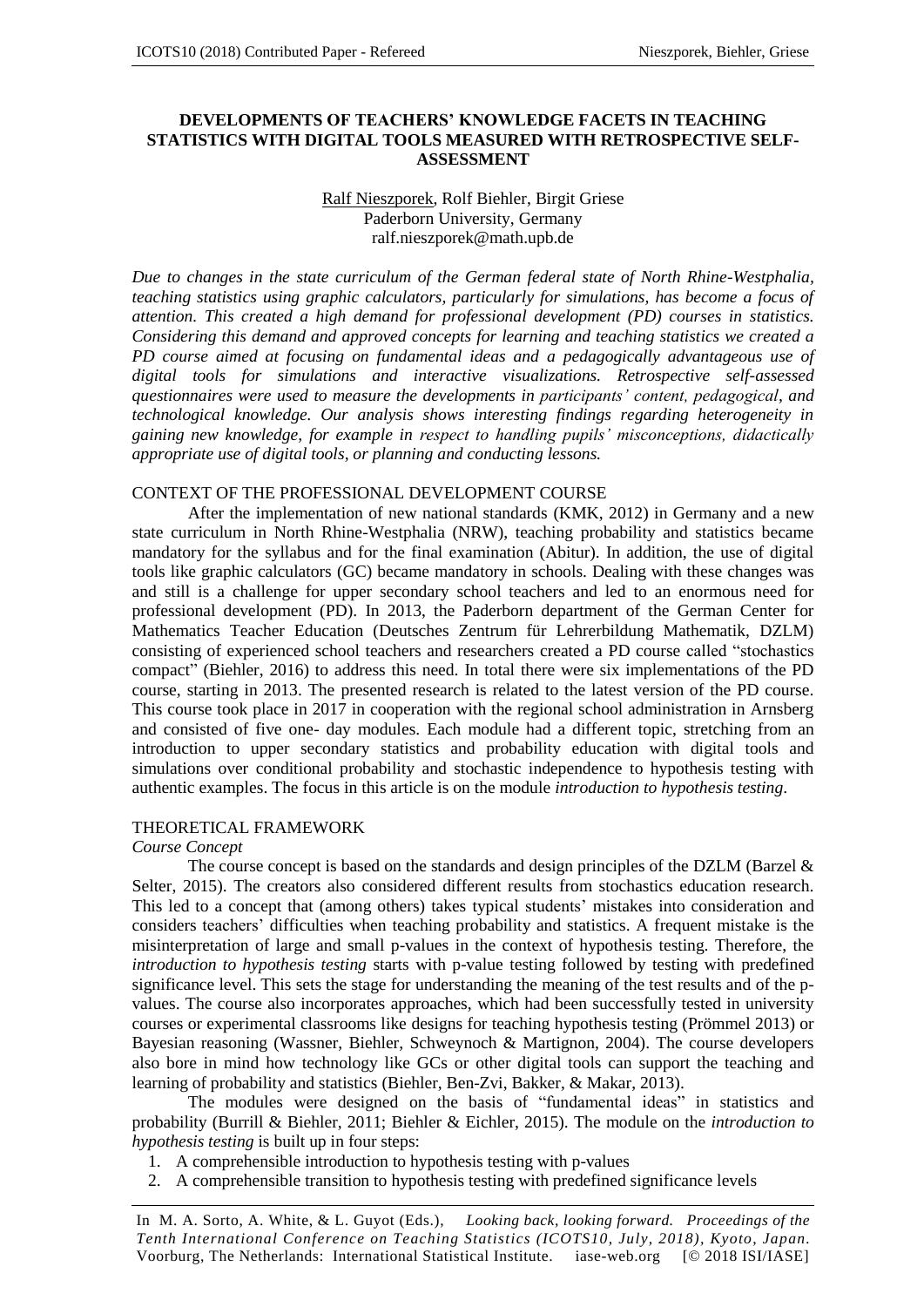# DEVELOPMENTS OF TEACHERS' KNOWLEDGE FACETS IN TEACHING STATISTICS WITH DIGITAL TOOLS MEASURED WITH RETROSPECTIVE SELF-ASSESSMENT

Ralf Nieszporek, Rolf Biehler, Birgit Griese
Paderborn University, Germany
ralf.nieszporek@math.upb.de

*Due to changes in the state curriculum of the German federal state of North Rhine-Westphalia, teaching statistics using graphic calculators, particularly for simulations, has become a focus of attention. This created a high demand for professional development (PD) courses in statistics. Considering this demand and approved concepts for learning and teaching statistics we created a PD course aimed at focusing on fundamental ideas and a pedagogically advantageous use of digital tools for simulations and interactive visualizations. Retrospective self-assessed questionnaires were used to measure the developments in participants' content, pedagogical, and technological knowledge. Our analysis shows interesting findings regarding heterogeneity in gaining new knowledge, for example in respect to handling pupils' misconceptions, didactically appropriate use of digital tools, or planning and conducting lessons.*

## CONTEXT OF THE PROFESSIONAL DEVELOPMENT COURSE

After the implementation of new national standards (KMK, 2012) in Germany and a new state curriculum in North Rhine-Westphalia (NRW), teaching probability and statistics became mandatory for the syllabus and for the final examination (Abitur). In addition, the use of digital tools like graphic calculators (GC) became mandatory in schools. Dealing with these changes was and still is a challenge for upper secondary school teachers and led to an enormous need for professional development (PD). In 2013, the Paderborn department of the German Center for Mathematics Teacher Education (Deutsches Zentrum für Lehrerbildung Mathematik, DZLM) consisting of experienced school teachers and researchers created a PD course called "stochastics compact" (Biehler, 2016) to address this need. In total there were six implementations of the PD course, starting in 2013. The presented research is related to the latest version of the PD course. This course took place in 2017 in cooperation with the regional school administration in Arnsberg and consisted of five one- day modules. Each module had a different topic, stretching from an introduction to upper secondary statistics and probability education with digital tools and simulations over conditional probability and stochastic independence to hypothesis testing with authentic examples. The focus in this article is on the module *introduction to hypothesis testing*.

## THEORETICAL FRAMEWORK

### *Course Concept*

The course concept is based on the standards and design principles of the DZLM (Barzel & Selter, 2015). The creators also considered different results from stochastics education research. This led to a concept that (among others) takes typical students' mistakes into consideration and considers teachers' difficulties when teaching probability and statistics. A frequent mistake is the misinterpretation of large and small p-values in the context of hypothesis testing. Therefore, the *introduction to hypothesis testing* starts with p-value testing followed by testing with predefined significance level. This sets the stage for understanding the meaning of the test results and of the p-values. The course also incorporates approaches, which had been successfully tested in university courses or experimental classrooms like designs for teaching hypothesis testing (Prömmel 2013) or Bayesian reasoning (Wassner, Biehler, Schweynoch & Martignon, 2004). The course developers also bore in mind how technology like GCs or other digital tools can support the teaching and learning of probability and statistics (Biehler, Ben-Zvi, Bakker, & Makar, 2013).

The modules were designed on the basis of "fundamental ideas" in statistics and probability (Burrill & Biehler, 2011; Biehler & Eichler, 2015). The module on the *introduction to hypothesis testing* is built up in four steps:

1. A comprehensible introduction to hypothesis testing with p-values
2. A comprehensible transition to hypothesis testing with predefined significance levels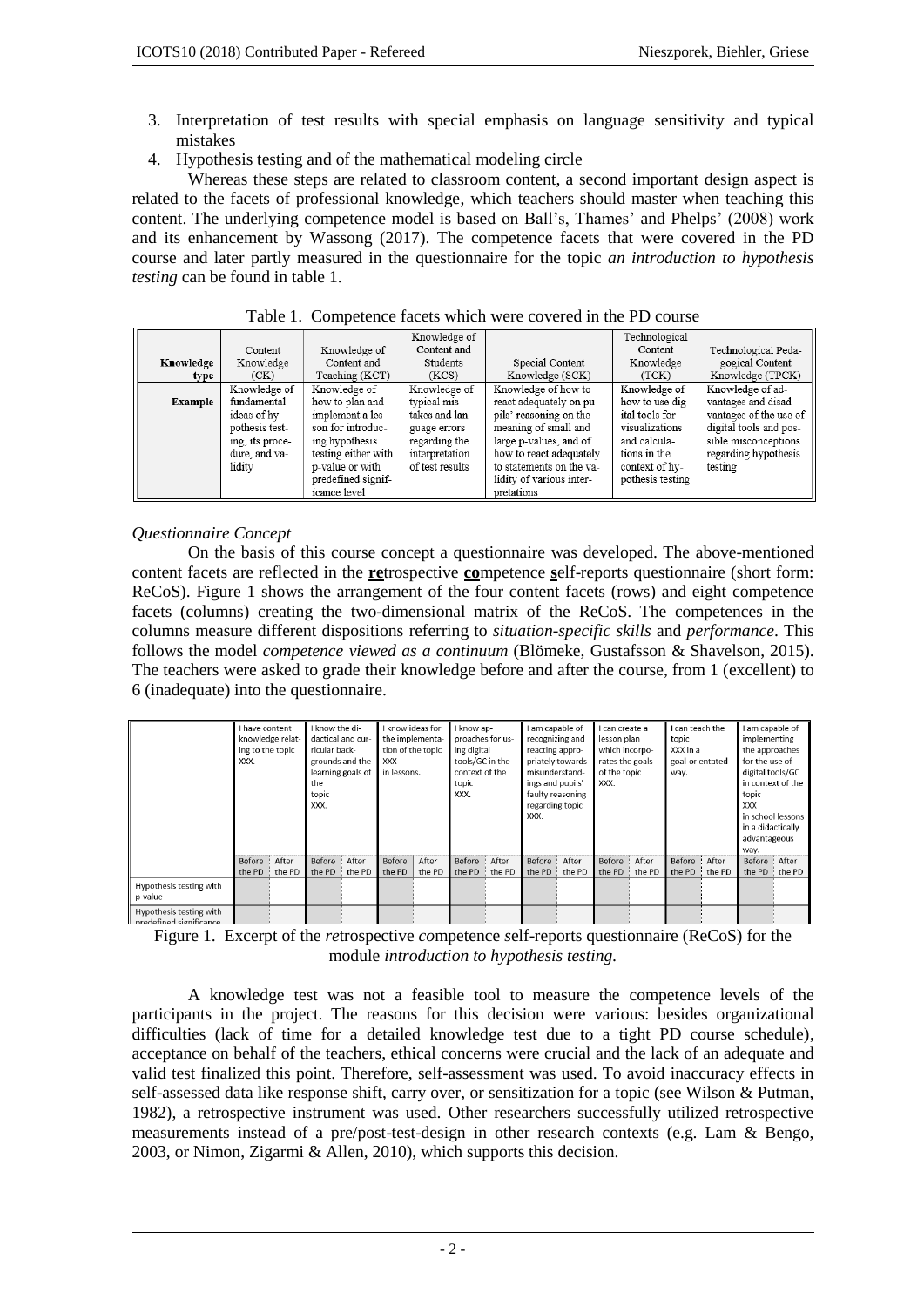3. Interpretation of test results with special emphasis on language sensitivity and typical mistakes
4. Hypothesis testing and of the mathematical modeling circle

Whereas these steps are related to classroom content, a second important design aspect is related to the facets of professional knowledge, which teachers should master when teaching this content. The underlying competence model is based on Ball's, Thames' and Phelps' (2008) work and its enhancement by Wassong (2017). The competence facets that were covered in the PD course and later partly measured in the questionnaire for the topic *an introduction to hypothesis testing* can be found in table 1.

Table 1. Competence facets which were covered in the PD course

| Knowledge type | Content Knowledge (CK) | Knowledge of Content and Teaching (KCT) | Knowledge of Content and Students (KCS) | Special Content Knowledge (SCK) | Technological Content Knowledge (TCK) | Technological Pedagogical Content Knowledge (TPCK) |
|---|---|---|---|---|---|---|
| **Example** | Knowledge of fundamental ideas of hypothesis testing, its procedure, and validity | Knowledge of how to plan and implement a lesson for introducing hypothesis testing either with p-value or with predefined significance level | Knowledge of typical mistakes and language errors regarding the interpretation of test results | Knowledge of how to react adequately on pupils' reasoning on the meaning of small and large p-values, and of how to react adequately to statements on the validity of various interpretations | Knowledge of how to use digital tools for visualizations and calculations in the context of hypothesis testing | Knowledge of advantages and disadvantages of the use of digital tools and possible misconceptions regarding hypothesis testing |

*Questionnaire Concept*

On the basis of this course concept a questionnaire was developed. The above-mentioned content facets are reflected in the **re**trospective **co**mpetence **s**elf-reports questionnaire (short form: ReCoS). Figure 1 shows the arrangement of the four content facets (rows) and eight competence facets (columns) creating the two-dimensional matrix of the ReCoS. The competences in the columns measure different dispositions referring to *situation-specific skills* and *performance*. This follows the model *competence viewed as a continuum* (Blömeke, Gustafsson & Shavelson, 2015). The teachers were asked to grade their knowledge before and after the course, from 1 (excellent) to 6 (inadequate) into the questionnaire.

| | I have content knowledge relating to the topic XXX. | | I know the didactical and curricular backgrounds and the learning goals of the topic XXX. | | I know ideas for the implementation of the topic XXX in lessons. | | I know approaches for using digital tools/GC in the context of the topic XXX. | | I am capable of recognizing and reacting appropriately towards misunderstandings and pupils' faulty reasoning regarding topic XXX. | | I can create a lesson plan which incorporates the goals of the topic XXX. | | I can teach the topic XXX in a goal-orientated way. | | I am capable of implementing the approaches for the use of digital tools/GC in context of the topic XXX in school lessons in a didactically advantageous way. | |
|---|---|---|---|---|---|---|---|---|---|---|---|---|---|---|---|---|
| | Before the PD | After the PD | Before the PD | After the PD | Before the PD | After the PD | Before the PD | After the PD | Before the PD | After the PD | Before the PD | After the PD | Before the PD | After the PD | Before the PD | After the PD |
| Hypothesis testing with p-value | | | | | | | | | | | | | | | | |
| Hypothesis testing with predefined significance | | | | | | | | | | | | | | | | |

Figure 1. Excerpt of the *re*trospective *co*mpetence *s*elf-reports questionnaire (ReCoS) for the module *introduction to hypothesis testing*.

A knowledge test was not a feasible tool to measure the competence levels of the participants in the project. The reasons for this decision were various: besides organizational difficulties (lack of time for a detailed knowledge test due to a tight PD course schedule), acceptance on behalf of the teachers, ethical concerns were crucial and the lack of an adequate and valid test finalized this point. Therefore, self-assessment was used. To avoid inaccuracy effects in self-assessed data like response shift, carry over, or sensitization for a topic (see Wilson & Putman, 1982), a retrospective instrument was used. Other researchers successfully utilized retrospective measurements instead of a pre/post-test-design in other research contexts (e.g. Lam & Bengo, 2003, or Nimon, Zigarmi & Allen, 2010), which supports this decision.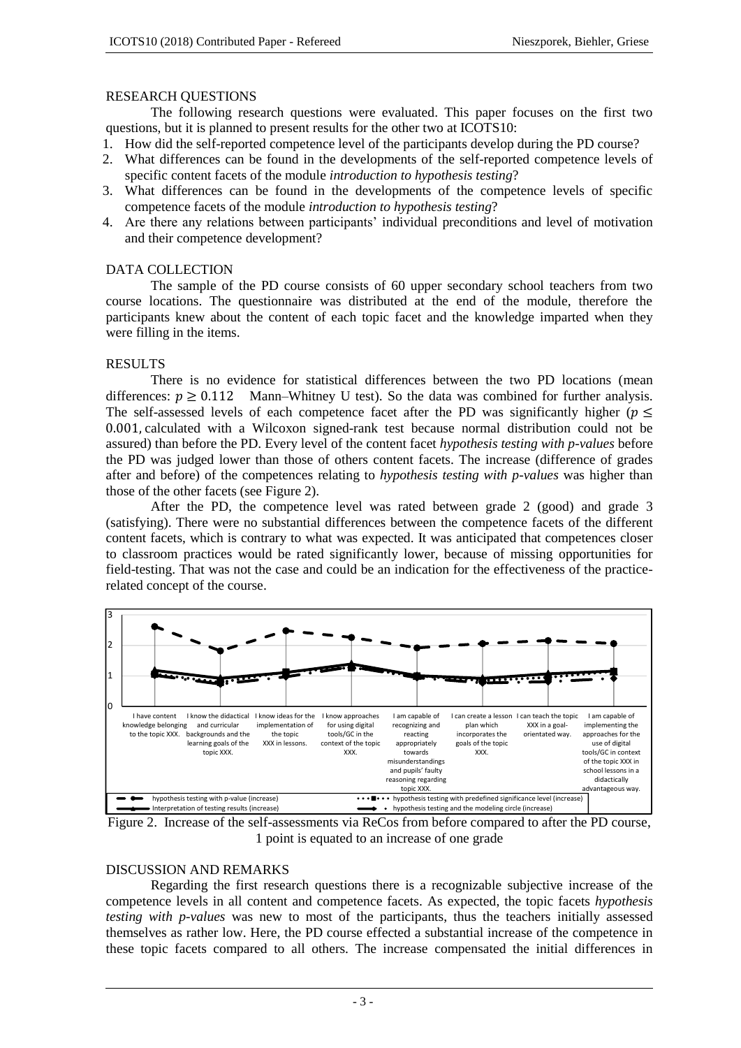## RESEARCH QUESTIONS

The following research questions were evaluated. This paper focuses on the first two questions, but it is planned to present results for the other two at ICOTS10:

1. How did the self-reported competence level of the participants develop during the PD course?
2. What differences can be found in the developments of the self-reported competence levels of specific content facets of the module *introduction to hypothesis testing*?
3. What differences can be found in the developments of the competence levels of specific competence facets of the module *introduction to hypothesis testing*?
4. Are there any relations between participants' individual preconditions and level of motivation and their competence development?

## DATA COLLECTION

The sample of the PD course consists of 60 upper secondary school teachers from two course locations. The questionnaire was distributed at the end of the module, therefore the participants knew about the content of each topic facet and the knowledge imparted when they were filling in the items.

## RESULTS

There is no evidence for statistical differences between the two PD locations (mean differences: $p \geq 0.112$ Mann–Whitney U test). So the data was combined for further analysis. The self-assessed levels of each competence facet after the PD was significantly higher ($p \leq 0.001$, calculated with a Wilcoxon signed-rank test because normal distribution could not be assured) than before the PD. Every level of the content facet *hypothesis testing with p-values* before the PD was judged lower than those of others content facets. The increase (difference of grades after and before) of the competences relating to *hypothesis testing with p-values* was higher than those of the other facets (see Figure 2).

After the PD, the competence level was rated between grade 2 (good) and grade 3 (satisfying). There were no substantial differences between the competence facets of the different content facets, which is contrary to what was expected. It was anticipated that competences closer to classroom practices would be rated significantly lower, because of missing opportunities for field-testing. That was not the case and could be an indication for the effectiveness of the practice-related concept of the course.

Figure 2. Increase of the self-assessments via ReCos from before compared to after the PD course, 1 point is equated to an increase of one grade

## DISCUSSION AND REMARKS

Regarding the first research questions there is a recognizable subjective increase of the competence levels in all content and competence facets. As expected, the topic facets *hypothesis testing with p-values* was new to most of the participants, thus the teachers initially assessed themselves as rather low. Here, the PD course effected a substantial increase of the competence in these topic facets compared to all others. The increase compensated the initial differences in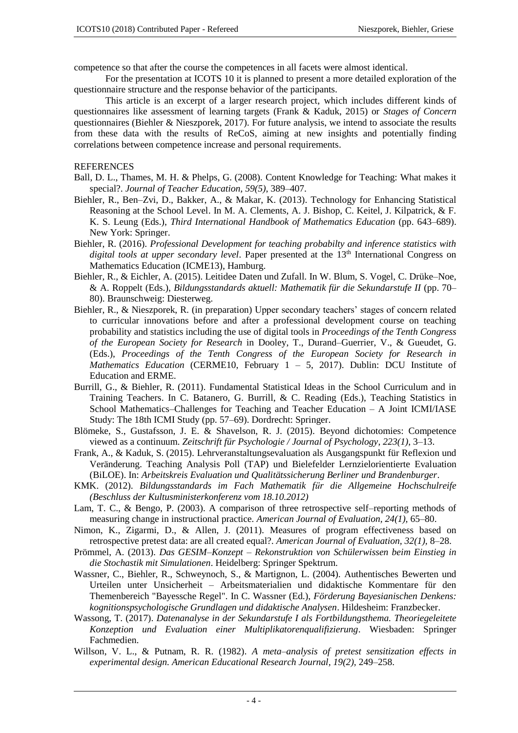competence so that after the course the competences in all facets were almost identical.

For the presentation at ICOTS 10 it is planned to present a more detailed exploration of the questionnaire structure and the response behavior of the participants.

This article is an excerpt of a larger research project, which includes different kinds of questionnaires like assessment of learning targets (Frank & Kaduk, 2015) or *Stages of Concern* questionnaires (Biehler & Nieszporek, 2017). For future analysis, we intend to associate the results from these data with the results of ReCoS, aiming at new insights and potentially finding correlations between competence increase and personal requirements.

## REFERENCES

Ball, D. L., Thames, M. H. & Phelps, G. (2008). Content Knowledge for Teaching: What makes it special?. *Journal of Teacher Education, 59(5)*, 389–407.

Biehler, R., Ben–Zvi, D., Bakker, A., & Makar, K. (2013). Technology for Enhancing Statistical Reasoning at the School Level. In M. A. Clements, A. J. Bishop, C. Keitel, J. Kilpatrick, & F. K. S. Leung (Eds.), *Third International Handbook of Mathematics Education* (pp. 643–689). New York: Springer.

Biehler, R. (2016). *Professional Development for teaching probabilty and inference statistics with digital tools at upper secondary level*. Paper presented at the 13th International Congress on Mathematics Education (ICME13), Hamburg.

Biehler, R., & Eichler, A. (2015). Leitidee Daten und Zufall. In W. Blum, S. Vogel, C. Drüke–Noe, & A. Roppelt (Eds.), *Bildungsstandards aktuell: Mathematik für die Sekundarstufe II* (pp. 70–80). Braunschweig: Diesterweg.

Biehler, R., & Nieszporek, R. (in preparation) Upper secondary teachers' stages of concern related to curricular innovations before and after a professional development course on teaching probability and statistics including the use of digital tools in *Proceedings of the Tenth Congress of the European Society for Research* in Dooley, T., Durand–Guerrier, V., & Gueudet, G. (Eds.), *Proceedings of the Tenth Congress of the European Society for Research in Mathematics Education* (CERME10, February 1 – 5, 2017). Dublin: DCU Institute of Education and ERME.

Burrill, G., & Biehler, R. (2011). Fundamental Statistical Ideas in the School Curriculum and in Training Teachers. In C. Batanero, G. Burrill, & C. Reading (Eds.), Teaching Statistics in School Mathematics–Challenges for Teaching and Teacher Education – A Joint ICMI/IASE Study: The 18th ICMI Study (pp. 57–69). Dordrecht: Springer.

Blömeke, S., Gustafsson, J. E. & Shavelson, R. J. (2015). Beyond dichotomies: Competence viewed as a continuum. *Zeitschrift für Psychologie / Journal of Psychology, 223(1)*, 3–13.

Frank, A., & Kaduk, S. (2015). Lehrveranstaltungsevaluation als Ausgangspunkt für Reflexion und Veränderung. Teaching Analysis Poll (TAP) und Bielefelder Lernzielorientierte Evaluation (BiLOE). In: *Arbeitskreis Evaluation und Qualitätssicherung Berliner und Brandenburger*.

KMK. (2012). *Bildungsstandards im Fach Mathematik für die Allgemeine Hochschulreife (Beschluss der Kultusministerkonferenz vom 18.10.2012)*

Lam, T. C., & Bengo, P. (2003). A comparison of three retrospective self–reporting methods of measuring change in instructional practice. *American Journal of Evaluation, 24(1)*, 65–80.

Nimon, K., Zigarmi, D., & Allen, J. (2011). Measures of program effectiveness based on retrospective pretest data: are all created equal?. *American Journal of Evaluation, 32(1)*, 8–28.

Prömmel, A. (2013). *Das GESIM–Konzept – Rekonstruktion von Schülerwissen beim Einstieg in die Stochastik mit Simulationen*. Heidelberg: Springer Spektrum.

Wassner, C., Biehler, R., Schweynoch, S., & Martignon, L. (2004). Authentisches Bewerten und Urteilen unter Unsicherheit – Arbeitsmaterialien und didaktische Kommentare für den Themenbereich "Bayessche Regel". In C. Wassner (Ed.), *Förderung Bayesianischen Denkens: kognitionspsychologische Grundlagen und didaktische Analysen*. Hildesheim: Franzbecker.

Wassong, T. (2017). *Datenanalyse in der Sekundarstufe I als Fortbildungsthema. Theoriegeleitete Konzeption und Evaluation einer Multiplikatorenqualifizierung*. Wiesbaden: Springer Fachmedien.

Willson, V. L., & Putnam, R. R. (1982). *A meta–analysis of pretest sensitization effects in experimental design. American Educational Research Journal, 19(2)*, 249–258.